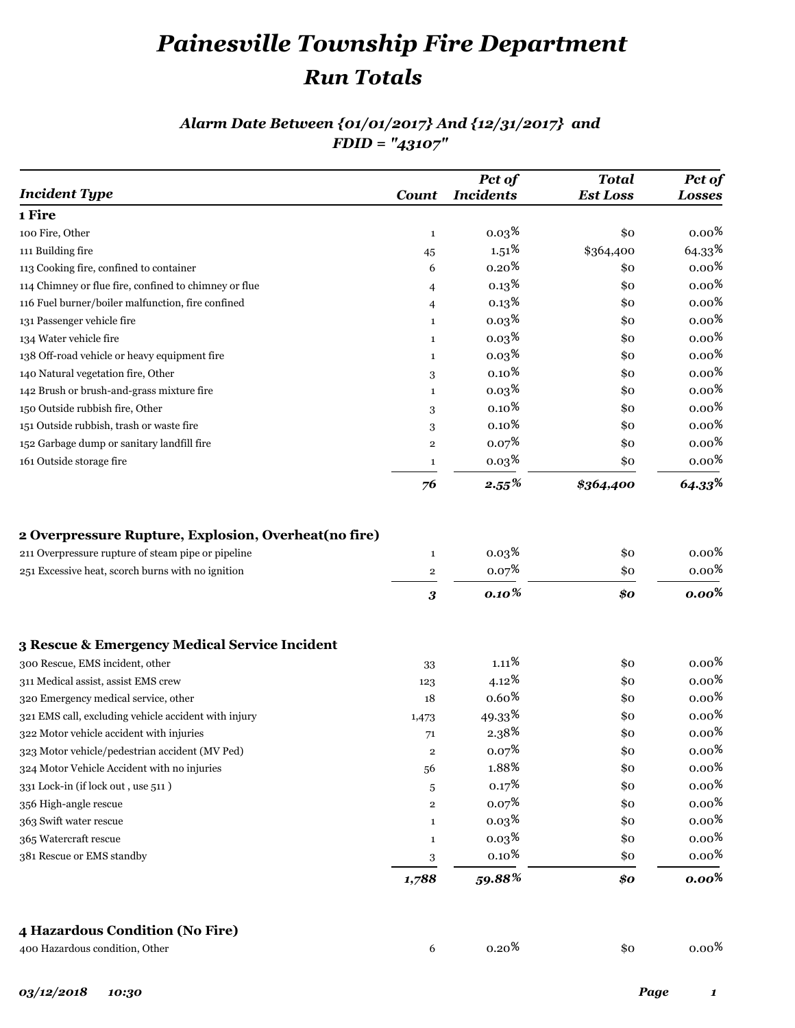# Painesville Township Fire Department

## Run Totals

### Alarm Date Between {01/01/2017} And {12/31/2017} and FDID = "43107"

| Incident Type | Count | Pct of Incidents | Total Est Loss | Pct of Losses |
|---|---|---|---|---|
| **1 Fire** | | | | |
| 100 Fire, Other | 1 | 0.03% | $0 | 0.00% |
| 111 Building fire | 45 | 1.51% | $364,400 | 64.33% |
| 113 Cooking fire, confined to container | 6 | 0.20% | $0 | 0.00% |
| 114 Chimney or flue fire, confined to chimney or flue | 4 | 0.13% | $0 | 0.00% |
| 116 Fuel burner/boiler malfunction, fire confined | 4 | 0.13% | $0 | 0.00% |
| 131 Passenger vehicle fire | 1 | 0.03% | $0 | 0.00% |
| 134 Water vehicle fire | 1 | 0.03% | $0 | 0.00% |
| 138 Off-road vehicle or heavy equipment fire | 1 | 0.03% | $0 | 0.00% |
| 140 Natural vegetation fire, Other | 3 | 0.10% | $0 | 0.00% |
| 142 Brush or brush-and-grass mixture fire | 1 | 0.03% | $0 | 0.00% |
| 150 Outside rubbish fire, Other | 3 | 0.10% | $0 | 0.00% |
| 151 Outside rubbish, trash or waste fire | 3 | 0.10% | $0 | 0.00% |
| 152 Garbage dump or sanitary landfill fire | 2 | 0.07% | $0 | 0.00% |
| 161 Outside storage fire | 1 | 0.03% | $0 | 0.00% |
| | ***76*** | ***2.55%*** | ***$364,400*** | ***64.33%*** |
| **2 Overpressure Rupture, Explosion, Overheat(no fire)** | | | | |
| 211 Overpressure rupture of steam pipe or pipeline | 1 | 0.03% | $0 | 0.00% |
| 251 Excessive heat, scorch burns with no ignition | 2 | 0.07% | $0 | 0.00% |
| | ***3*** | ***0.10%*** | ***$0*** | ***0.00%*** |
| **3 Rescue & Emergency Medical Service Incident** | | | | |
| 300 Rescue, EMS incident, other | 33 | 1.11% | $0 | 0.00% |
| 311 Medical assist, assist EMS crew | 123 | 4.12% | $0 | 0.00% |
| 320 Emergency medical service, other | 18 | 0.60% | $0 | 0.00% |
| 321 EMS call, excluding vehicle accident with injury | 1,473 | 49.33% | $0 | 0.00% |
| 322 Motor vehicle accident with injuries | 71 | 2.38% | $0 | 0.00% |
| 323 Motor vehicle/pedestrian accident (MV Ped) | 2 | 0.07% | $0 | 0.00% |
| 324 Motor Vehicle Accident with no injuries | 56 | 1.88% | $0 | 0.00% |
| 331 Lock-in (if lock out , use 511 ) | 5 | 0.17% | $0 | 0.00% |
| 356 High-angle rescue | 2 | 0.07% | $0 | 0.00% |
| 363 Swift water rescue | 1 | 0.03% | $0 | 0.00% |
| 365 Watercraft rescue | 1 | 0.03% | $0 | 0.00% |
| 381 Rescue or EMS standby | 3 | 0.10% | $0 | 0.00% |
| | ***1,788*** | ***59.88%*** | ***$0*** | ***0.00%*** |
| **4 Hazardous Condition (No Fire)** | | | | |
| 400 Hazardous condition, Other | 6 | 0.20% | $0 | 0.00% |

*03/12/2018 10:30*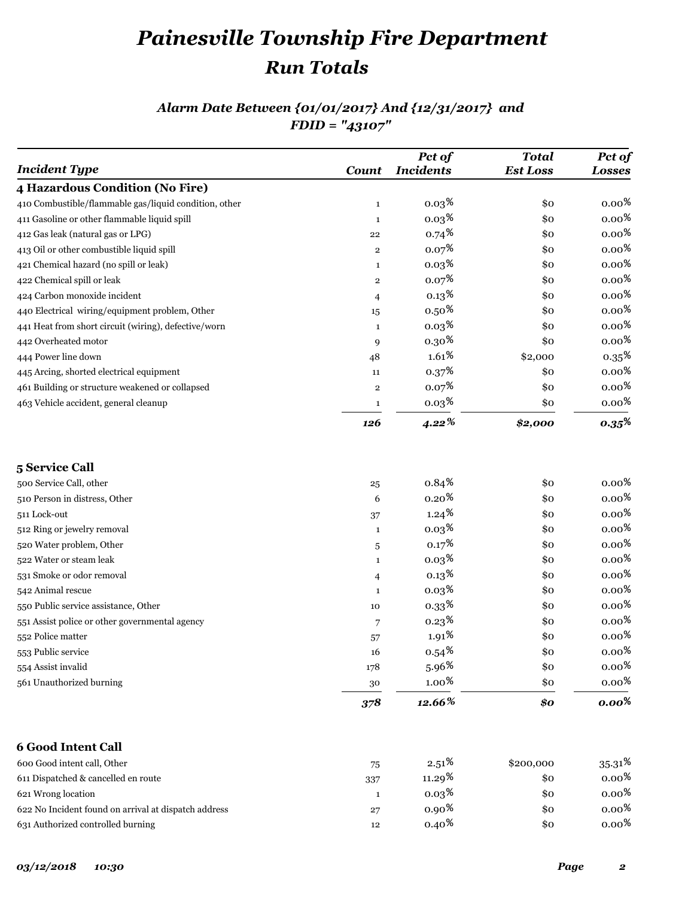# Painesville Township Fire Department

## Run Totals

### Alarm Date Between {01/01/2017} And {12/31/2017} and FDID = "43107"

| Incident Type | Count | Pct of Incidents | Total Est Loss | Pct of Losses |
|---|---|---|---|---|
| **4 Hazardous Condition (No Fire)** | | | | |
| 410 Combustible/flammable gas/liquid condition, other | 1 | 0.03% | $0 | 0.00% |
| 411 Gasoline or other flammable liquid spill | 1 | 0.03% | $0 | 0.00% |
| 412 Gas leak (natural gas or LPG) | 22 | 0.74% | $0 | 0.00% |
| 413 Oil or other combustible liquid spill | 2 | 0.07% | $0 | 0.00% |
| 421 Chemical hazard (no spill or leak) | 1 | 0.03% | $0 | 0.00% |
| 422 Chemical spill or leak | 2 | 0.07% | $0 | 0.00% |
| 424 Carbon monoxide incident | 4 | 0.13% | $0 | 0.00% |
| 440 Electrical wiring/equipment problem, Other | 15 | 0.50% | $0 | 0.00% |
| 441 Heat from short circuit (wiring), defective/worn | 1 | 0.03% | $0 | 0.00% |
| 442 Overheated motor | 9 | 0.30% | $0 | 0.00% |
| 444 Power line down | 48 | 1.61% | $2,000 | 0.35% |
| 445 Arcing, shorted electrical equipment | 11 | 0.37% | $0 | 0.00% |
| 461 Building or structure weakened or collapsed | 2 | 0.07% | $0 | 0.00% |
| 463 Vehicle accident, general cleanup | 1 | 0.03% | $0 | 0.00% |
| | ***126*** | ***4.22%*** | ***$2,000*** | ***0.35%*** |
| **5 Service Call** | | | | |
| 500 Service Call, other | 25 | 0.84% | $0 | 0.00% |
| 510 Person in distress, Other | 6 | 0.20% | $0 | 0.00% |
| 511 Lock-out | 37 | 1.24% | $0 | 0.00% |
| 512 Ring or jewelry removal | 1 | 0.03% | $0 | 0.00% |
| 520 Water problem, Other | 5 | 0.17% | $0 | 0.00% |
| 522 Water or steam leak | 1 | 0.03% | $0 | 0.00% |
| 531 Smoke or odor removal | 4 | 0.13% | $0 | 0.00% |
| 542 Animal rescue | 1 | 0.03% | $0 | 0.00% |
| 550 Public service assistance, Other | 10 | 0.33% | $0 | 0.00% |
| 551 Assist police or other governmental agency | 7 | 0.23% | $0 | 0.00% |
| 552 Police matter | 57 | 1.91% | $0 | 0.00% |
| 553 Public service | 16 | 0.54% | $0 | 0.00% |
| 554 Assist invalid | 178 | 5.96% | $0 | 0.00% |
| 561 Unauthorized burning | 30 | 1.00% | $0 | 0.00% |
| | ***378*** | ***12.66%*** | ***$0*** | ***0.00%*** |
| **6 Good Intent Call** | | | | |
| 600 Good intent call, Other | 75 | 2.51% | $200,000 | 35.31% |
| 611 Dispatched & cancelled en route | 337 | 11.29% | $0 | 0.00% |
| 621 Wrong location | 1 | 0.03% | $0 | 0.00% |
| 622 No Incident found on arrival at dispatch address | 27 | 0.90% | $0 | 0.00% |
| 631 Authorized controlled burning | 12 | 0.40% | $0 | 0.00% |

*03/12/2018 10:30*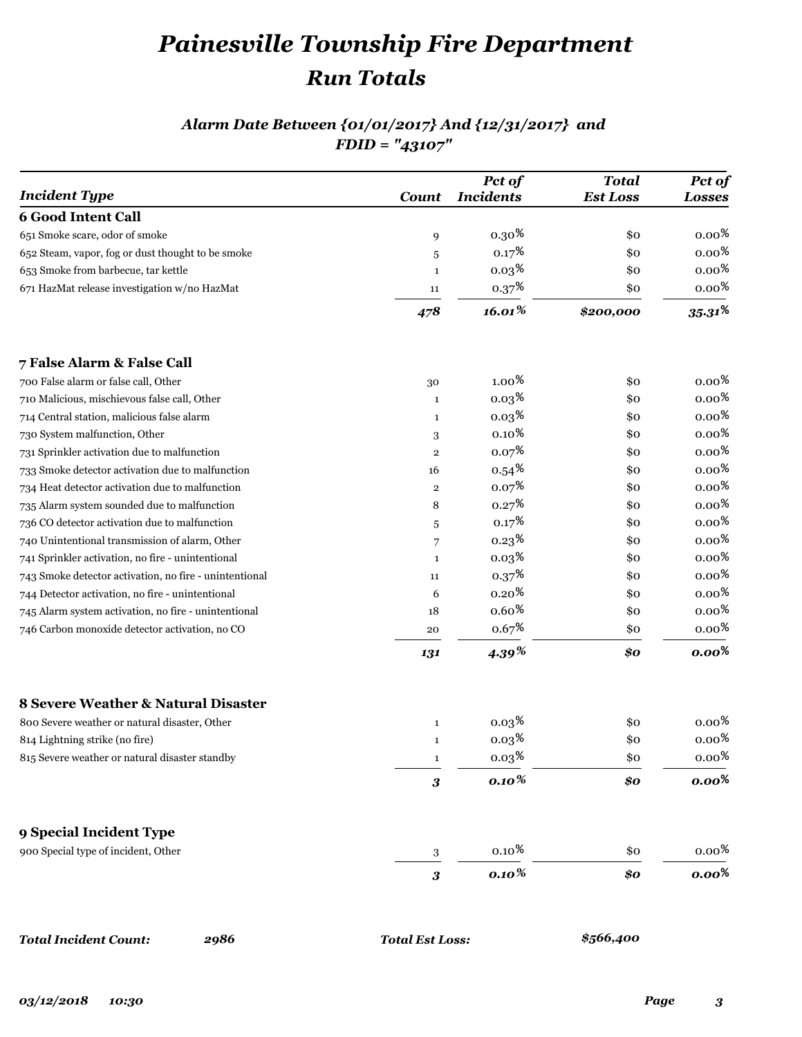# Painesville Township Fire Department
## Run Totals

### Alarm Date Between {01/01/2017} And {12/31/2017} and FDID = "43107"

| Incident Type | Count | Pct of Incidents | Total Est Loss | Pct of Losses |
|---|---|---|---|---|
| **6 Good Intent Call** | | | | |
| 651 Smoke scare, odor of smoke | 9 | 0.30% | $0 | 0.00% |
| 652 Steam, vapor, fog or dust thought to be smoke | 5 | 0.17% | $0 | 0.00% |
| 653 Smoke from barbecue, tar kettle | 1 | 0.03% | $0 | 0.00% |
| 671 HazMat release investigation w/no HazMat | 11 | 0.37% | $0 | 0.00% |
| | ***478*** | ***16.01%*** | ***$200,000*** | ***35.31%*** |
| **7 False Alarm & False Call** | | | | |
| 700 False alarm or false call, Other | 30 | 1.00% | $0 | 0.00% |
| 710 Malicious, mischievous false call, Other | 1 | 0.03% | $0 | 0.00% |
| 714 Central station, malicious false alarm | 1 | 0.03% | $0 | 0.00% |
| 730 System malfunction, Other | 3 | 0.10% | $0 | 0.00% |
| 731 Sprinkler activation due to malfunction | 2 | 0.07% | $0 | 0.00% |
| 733 Smoke detector activation due to malfunction | 16 | 0.54% | $0 | 0.00% |
| 734 Heat detector activation due to malfunction | 2 | 0.07% | $0 | 0.00% |
| 735 Alarm system sounded due to malfunction | 8 | 0.27% | $0 | 0.00% |
| 736 CO detector activation due to malfunction | 5 | 0.17% | $0 | 0.00% |
| 740 Unintentional transmission of alarm, Other | 7 | 0.23% | $0 | 0.00% |
| 741 Sprinkler activation, no fire - unintentional | 1 | 0.03% | $0 | 0.00% |
| 743 Smoke detector activation, no fire - unintentional | 11 | 0.37% | $0 | 0.00% |
| 744 Detector activation, no fire - unintentional | 6 | 0.20% | $0 | 0.00% |
| 745 Alarm system activation, no fire - unintentional | 18 | 0.60% | $0 | 0.00% |
| 746 Carbon monoxide detector activation, no CO | 20 | 0.67% | $0 | 0.00% |
| | ***131*** | ***4.39%*** | ***$0*** | ***0.00%*** |
| **8 Severe Weather & Natural Disaster** | | | | |
| 800 Severe weather or natural disaster, Other | 1 | 0.03% | $0 | 0.00% |
| 814 Lightning strike (no fire) | 1 | 0.03% | $0 | 0.00% |
| 815 Severe weather or natural disaster standby | 1 | 0.03% | $0 | 0.00% |
| | ***3*** | ***0.10%*** | ***$0*** | ***0.00%*** |
| **9 Special Incident Type** | | | | |
| 900 Special type of incident, Other | 3 | 0.10% | $0 | 0.00% |
| | ***3*** | ***0.10%*** | ***$0*** | ***0.00%*** |

***Total Incident Count:*** ***2986*** ***Total Est Loss:*** ***$566,400***

*03/12/2018 10:30*